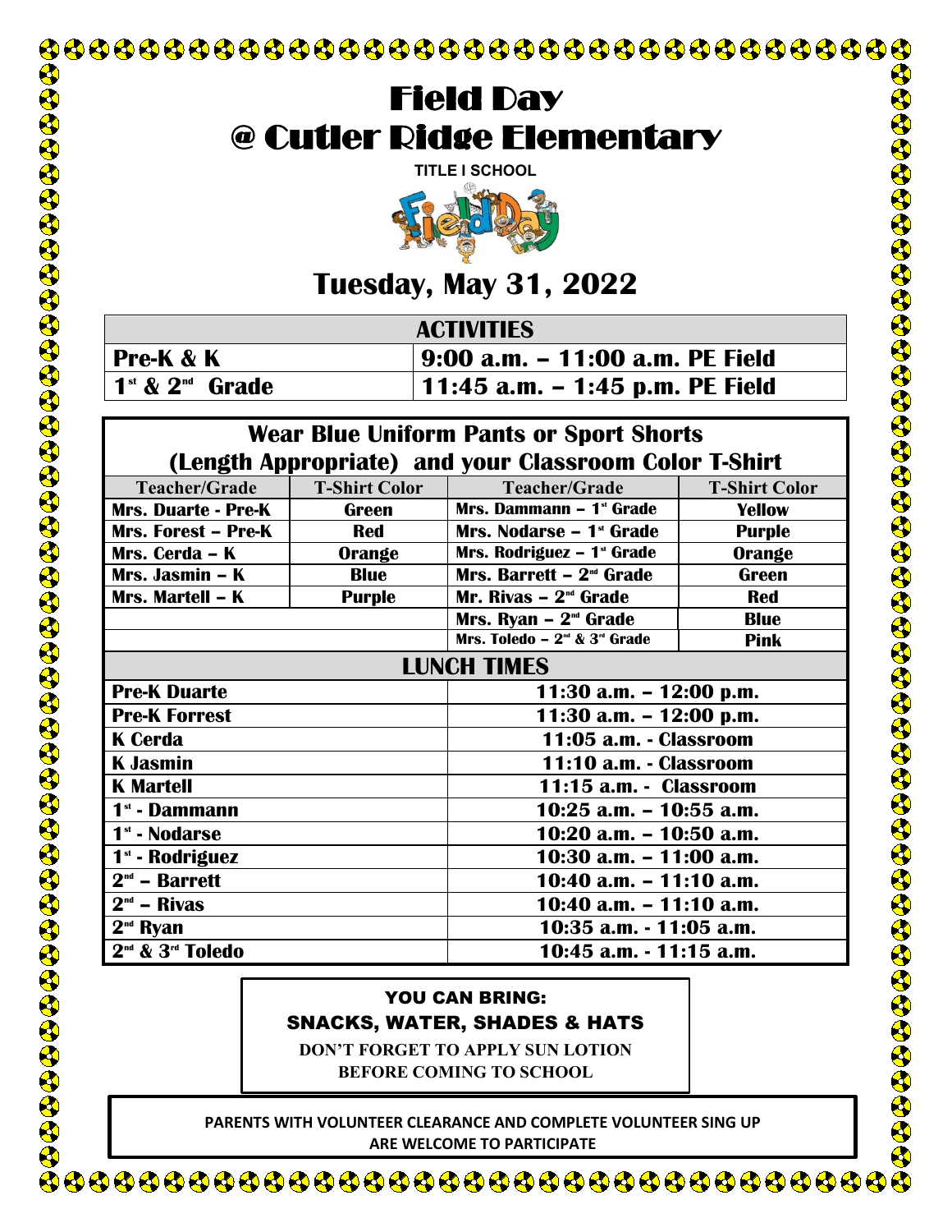# Field Day
# @ Cutler Ridge Elementary

**TITLE I SCHOOL**

## Tuesday, May 31, 2022

| ACTIVITIES | |
|---|---|
| **Pre-K & K** | **9:00 a.m. – 11:00 a.m. PE Field** |
| **1st & 2nd Grade** | **11:45 a.m. – 1:45 p.m. PE Field** |

**Wear Blue Uniform Pants or Sport Shorts (Length Appropriate) and your Classroom Color T-Shirt**

| Teacher/Grade | T-Shirt Color | Teacher/Grade | T-Shirt Color |
|---|---|---|---|
| Mrs. Duarte - Pre-K | Green | Mrs. Dammann – 1st Grade | Yellow |
| Mrs. Forest – Pre-K | Red | Mrs. Nodarse – 1st Grade | Purple |
| Mrs. Cerda – K | Orange | Mrs. Rodriguez – 1st Grade | Orange |
| Mrs. Jasmin – K | Blue | Mrs. Barrett – 2nd Grade | Green |
| Mrs. Martell – K | Purple | Mr. Rivas – 2nd Grade | Red |
| | | Mrs. Ryan – 2nd Grade | Blue |
| | | Mrs. Toledo – 2nd & 3rd Grade | Pink |

| LUNCH TIMES | |
|---|---|
| **Pre-K Duarte** | **11:30 a.m. – 12:00 p.m.** |
| **Pre-K Forrest** | **11:30 a.m. – 12:00 p.m.** |
| **K Cerda** | **11:05 a.m. - Classroom** |
| **K Jasmin** | **11:10 a.m. - Classroom** |
| **K Martell** | **11:15 a.m. - Classroom** |
| **1st - Dammann** | **10:25 a.m. – 10:55 a.m.** |
| **1st - Nodarse** | **10:20 a.m. – 10:50 a.m.** |
| **1st - Rodriguez** | **10:30 a.m. – 11:00 a.m.** |
| **2nd – Barrett** | **10:40 a.m. – 11:10 a.m.** |
| **2nd – Rivas** | **10:40 a.m. – 11:10 a.m.** |
| **2nd Ryan** | **10:35 a.m. - 11:05 a.m.** |
| **2nd & 3rd Toledo** | **10:45 a.m. - 11:15 a.m.** |

YOU CAN BRING:
SNACKS, WATER, SHADES & HATS

**DON'T FORGET TO APPLY SUN LOTION BEFORE COMING TO SCHOOL**

**PARENTS WITH VOLUNTEER CLEARANCE AND COMPLETE VOLUNTEER SING UP ARE WELCOME TO PARTICIPATE**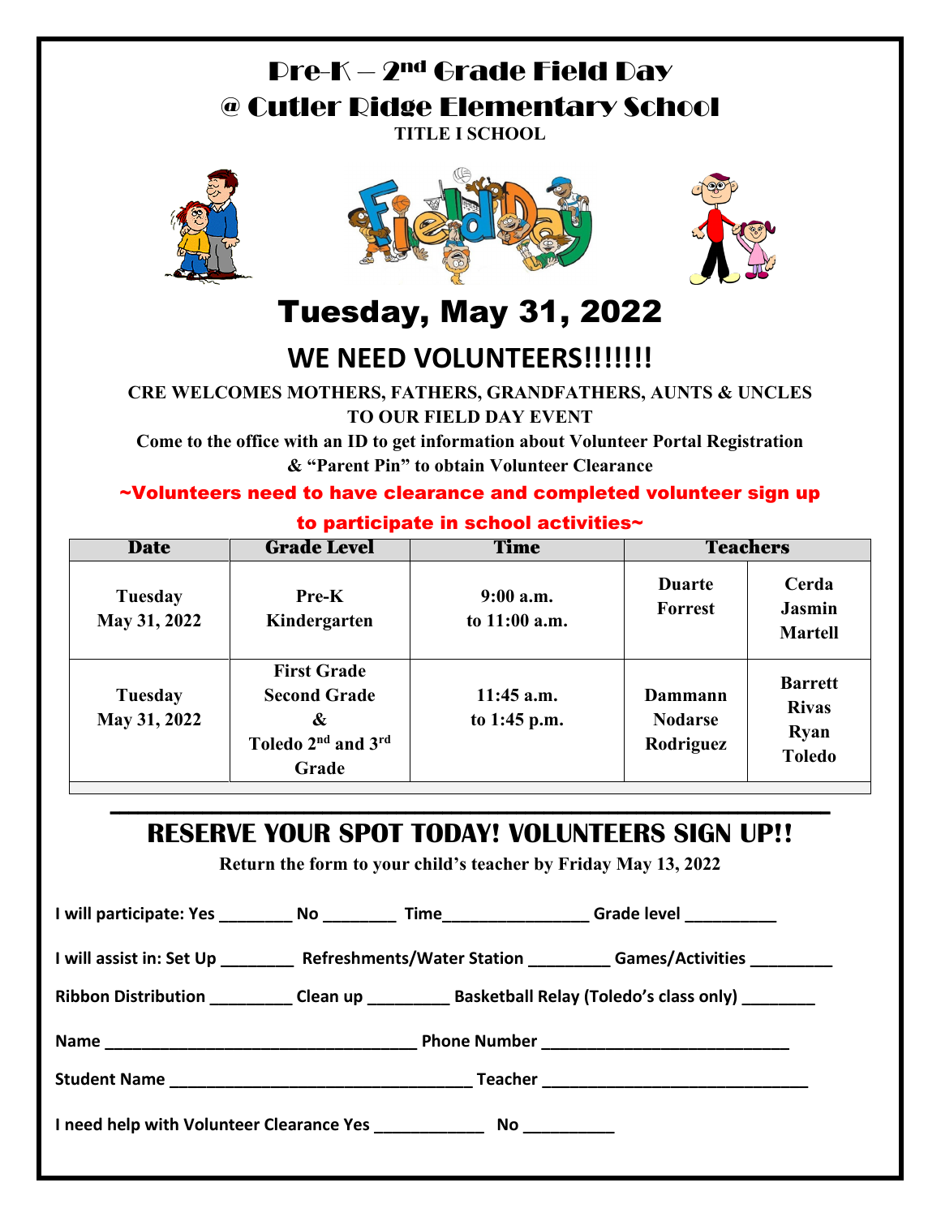# Pre-K – 2nd Grade Field Day
# @ Cutler Ridge Elementary School

**TITLE I SCHOOL**

# Tuesday, May 31, 2022

## WE NEED VOLUNTEERS!!!!!!!

**CRE WELCOMES MOTHERS, FATHERS, GRANDFATHERS, AUNTS & UNCLES TO OUR FIELD DAY EVENT**

**Come to the office with an ID to get information about Volunteer Portal Registration & "Parent Pin" to obtain Volunteer Clearance**

**~Volunteers need to have clearance and completed volunteer sign up to participate in school activities~**

| Date | Grade Level | Time | Teachers | |
|---|---|---|---|---|
| Tuesday May 31, 2022 | Pre-K Kindergarten | 9:00 a.m. to 11:00 a.m. | Duarte Forrest | Cerda Jasmin Martell |
| Tuesday May 31, 2022 | First Grade Second Grade & Toledo 2nd and 3rd Grade | 11:45 a.m. to 1:45 p.m. | Dammann Nodarse Rodriguez | Barrett Rivas Ryan Toledo |

---

## RESERVE YOUR SPOT TODAY! VOLUNTEERS SIGN UP!!

**Return the form to your child's teacher by Friday May 13, 2022**

**I will participate: Yes ________ No ________ Time________________ Grade level __________**

**I will assist in: Set Up ________ Refreshments/Water Station _________ Games/Activities _________**

**Ribbon Distribution _________ Clean up _________ Basketball Relay (Toledo's class only) ________**

**Name ___________________________________ Phone Number ____________________________**

**Student Name __________________________________ Teacher ______________________________**

**I need help with Volunteer Clearance Yes ____________ No __________**